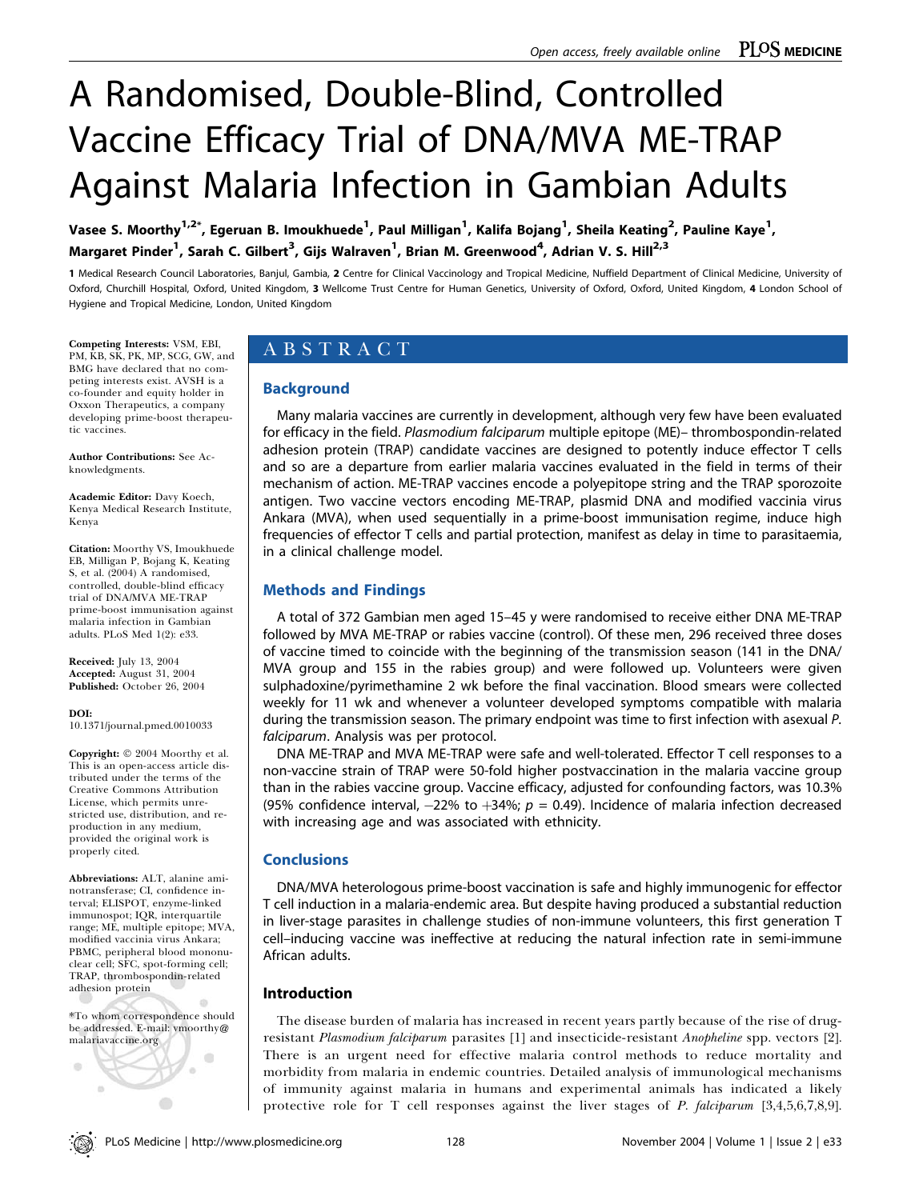# A Randomised, Double-Blind, Controlled Vaccine Efficacy Trial of DNA/MVA ME-TRAP Against Malaria Infection in Gambian Adults

**Vasee S. Moorthy[1,2*], Egeruan B. Imoukhuede[1], Paul Milligan[1], Kalifa Bojang[1], Sheila Keating[2], Pauline Kaye[1], Margaret Pinder[1], Sarah C. Gilbert[3], Gijs Walraven[1], Brian M. Greenwood[4], Adrian V. S. Hill[2,3]**

**1** Medical Research Council Laboratories, Banjul, Gambia, **2** Centre for Clinical Vaccinology and Tropical Medicine, Nuffield Department of Clinical Medicine, University of Oxford, Churchill Hospital, Oxford, United Kingdom, **3** Wellcome Trust Centre for Human Genetics, University of Oxford, Oxford, United Kingdom, **4** London School of Hygiene and Tropical Medicine, London, United Kingdom

**Competing Interests:** VSM, EBI, PM, KB, SK, PK, MP, SCG, GW, and BMG have declared that no competing interests exist. AVSH is a co-founder and equity holder in Oxxon Therapeutics, a company developing prime-boost therapeutic vaccines.

**Author Contributions:** See Acknowledgments.

**Academic Editor:** Davy Koech, Kenya Medical Research Institute, Kenya

**Citation:** Moorthy VS, Imoukhuede EB, Milligan P, Bojang K, Keating S, et al. (2004) A randomised, controlled, double-blind efficacy trial of DNA/MVA ME-TRAP prime-boost immunisation against malaria infection in Gambian adults. PLoS Med 1(2): e33.

**Received:** July 13, 2004
**Accepted:** August 31, 2004
**Published:** October 26, 2004

**DOI:** 10.1371/journal.pmed.0010033

**Copyright:** © 2004 Moorthy et al. This is an open-access article distributed under the terms of the Creative Commons Attribution License, which permits unrestricted use, distribution, and reproduction in any medium, provided the original work is properly cited.

**Abbreviations:** ALT, alanine aminotransferase; CI, confidence interval; ELISPOT, enzyme-linked immunospot; IQR, interquartile range; ME, multiple epitope; MVA, modified vaccinia virus Ankara; PBMC, peripheral blood mononuclear cell; SFC, spot-forming cell; TRAP, thrombospondin-related adhesion protein

*To whom correspondence should be addressed. E-mail: vmoorthy@malariavaccine.org

## ABSTRACT

### Background

Many malaria vaccines are currently in development, although very few have been evaluated for efficacy in the field. *Plasmodium falciparum* multiple epitope (ME)– thrombospondin-related adhesion protein (TRAP) candidate vaccines are designed to potently induce effector T cells and so are a departure from earlier malaria vaccines evaluated in the field in terms of their mechanism of action. ME-TRAP vaccines encode a polyepitope string and the TRAP sporozoite antigen. Two vaccine vectors encoding ME-TRAP, plasmid DNA and modified vaccinia virus Ankara (MVA), when used sequentially in a prime-boost immunisation regime, induce high frequencies of effector T cells and partial protection, manifest as delay in time to parasitaemia, in a clinical challenge model.

### Methods and Findings

A total of 372 Gambian men aged 15–45 y were randomised to receive either DNA ME-TRAP followed by MVA ME-TRAP or rabies vaccine (control). Of these men, 296 received three doses of vaccine timed to coincide with the beginning of the transmission season (141 in the DNA/MVA group and 155 in the rabies group) and were followed up. Volunteers were given sulphadoxine/pyrimethamine 2 wk before the final vaccination. Blood smears were collected weekly for 11 wk and whenever a volunteer developed symptoms compatible with malaria during the transmission season. The primary endpoint was time to first infection with asexual *P. falciparum*. Analysis was per protocol.

DNA ME-TRAP and MVA ME-TRAP were safe and well-tolerated. Effector T cell responses to a non-vaccine strain of TRAP were 50-fold higher postvaccination in the malaria vaccine group than in the rabies vaccine group. Vaccine efficacy, adjusted for confounding factors, was 10.3% (95% confidence interval, −22% to +34%; $p = 0.49$). Incidence of malaria infection decreased with increasing age and was associated with ethnicity.

### Conclusions

DNA/MVA heterologous prime-boost vaccination is safe and highly immunogenic for effector T cell induction in a malaria-endemic area. But despite having produced a substantial reduction in liver-stage parasites in challenge studies of non-immune volunteers, this first generation T cell–inducing vaccine was ineffective at reducing the natural infection rate in semi-immune African adults.

## Introduction

The disease burden of malaria has increased in recent years partly because of the rise of drug-resistant *Plasmodium falciparum* parasites [1] and insecticide-resistant *Anopheline* spp. vectors [2]. There is an urgent need for effective malaria control methods to reduce mortality and morbidity from malaria in endemic countries. Detailed analysis of immunological mechanisms of immunity against malaria in humans and experimental animals has indicated a likely protective role for T cell responses against the liver stages of *P. falciparum* [3,4,5,6,7,8,9].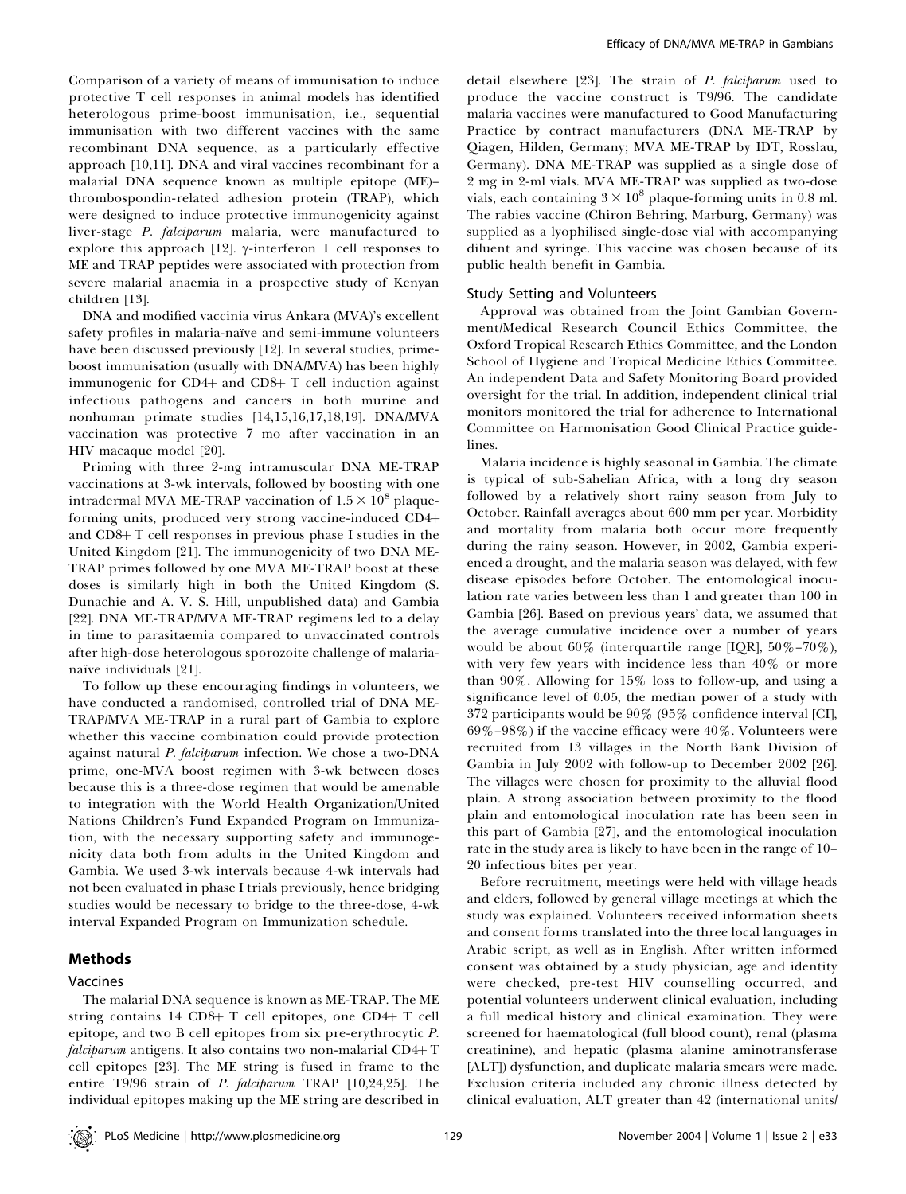Comparison of a variety of means of immunisation to induce protective T cell responses in animal models has identified heterologous prime-boost immunisation, i.e., sequential immunisation with two different vaccines with the same recombinant DNA sequence, as a particularly effective approach [10,11]. DNA and viral vaccines recombinant for a malarial DNA sequence known as multiple epitope (ME)–thrombospondin-related adhesion protein (TRAP), which were designed to induce protective immunogenicity against liver-stage *P. falciparum* malaria, were manufactured to explore this approach [12]. γ-interferon T cell responses to ME and TRAP peptides were associated with protection from severe malarial anaemia in a prospective study of Kenyan children [13].

DNA and modified vaccinia virus Ankara (MVA)'s excellent safety profiles in malaria-naïve and semi-immune volunteers have been discussed previously [12]. In several studies, prime-boost immunisation (usually with DNA/MVA) has been highly immunogenic for CD4+ and CD8+ T cell induction against infectious pathogens and cancers in both murine and nonhuman primate studies [14,15,16,17,18,19]. DNA/MVA vaccination was protective 7 mo after vaccination in an HIV macaque model [20].

Priming with three 2-mg intramuscular DNA ME-TRAP vaccinations at 3-wk intervals, followed by boosting with one intradermal MVA ME-TRAP vaccination of $1.5 \times 10^8$ plaque-forming units, produced very strong vaccine-induced CD4+ and CD8+ T cell responses in previous phase I studies in the United Kingdom [21]. The immunogenicity of two DNA ME-TRAP primes followed by one MVA ME-TRAP boost at these doses is similarly high in both the United Kingdom (S. Dunachie and A. V. S. Hill, unpublished data) and Gambia [22]. DNA ME-TRAP/MVA ME-TRAP regimens led to a delay in time to parasitaemia compared to unvaccinated controls after high-dose heterologous sporozoite challenge of malaria-naïve individuals [21].

To follow up these encouraging findings in volunteers, we have conducted a randomised, controlled trial of DNA ME-TRAP/MVA ME-TRAP in a rural part of Gambia to explore whether this vaccine combination could provide protection against natural *P. falciparum* infection. We chose a two-DNA prime, one-MVA boost regimen with 3-wk between doses because this is a three-dose regimen that would be amenable to integration with the World Health Organization/United Nations Children's Fund Expanded Program on Immunization, with the necessary supporting safety and immunogenicity data both from adults in the United Kingdom and Gambia. We used 3-wk intervals because 4-wk intervals had not been evaluated in phase I trials previously, hence bridging studies would be necessary to bridge to the three-dose, 4-wk interval Expanded Program on Immunization schedule.

## Methods

### Vaccines

The malarial DNA sequence is known as ME-TRAP. The ME string contains 14 CD8+ T cell epitopes, one CD4+ T cell epitope, and two B cell epitopes from six pre-erythrocytic *P. falciparum* antigens. It also contains two non-malarial CD4+ T cell epitopes [23]. The ME string is fused in frame to the entire T9/96 strain of *P. falciparum* TRAP [10,24,25]. The individual epitopes making up the ME string are described in detail elsewhere [23]. The strain of *P. falciparum* used to produce the vaccine construct is T9/96. The candidate malaria vaccines were manufactured to Good Manufacturing Practice by contract manufacturers (DNA ME-TRAP by Qiagen, Hilden, Germany; MVA ME-TRAP by IDT, Rosslau, Germany). DNA ME-TRAP was supplied as a single dose of 2 mg in 2-ml vials. MVA ME-TRAP was supplied as two-dose vials, each containing $3 \times 10^8$ plaque-forming units in 0.8 ml. The rabies vaccine (Chiron Behring, Marburg, Germany) was supplied as a lyophilised single-dose vial with accompanying diluent and syringe. This vaccine was chosen because of its public health benefit in Gambia.

### Study Setting and Volunteers

Approval was obtained from the Joint Gambian Government/Medical Research Council Ethics Committee, the Oxford Tropical Research Ethics Committee, and the London School of Hygiene and Tropical Medicine Ethics Committee. An independent Data and Safety Monitoring Board provided oversight for the trial. In addition, independent clinical trial monitors monitored the trial for adherence to International Committee on Harmonisation Good Clinical Practice guidelines.

Malaria incidence is highly seasonal in Gambia. The climate is typical of sub-Sahelian Africa, with a long dry season followed by a relatively short rainy season from July to October. Rainfall averages about 600 mm per year. Morbidity and mortality from malaria both occur more frequently during the rainy season. However, in 2002, Gambia experienced a drought, and the malaria season was delayed, with few disease episodes before October. The entomological inoculation rate varies between less than 1 and greater than 100 in Gambia [26]. Based on previous years' data, we assumed that the average cumulative incidence over a number of years would be about 60% (interquartile range [IQR], 50%–70%), with very few years with incidence less than 40% or more than 90%. Allowing for 15% loss to follow-up, and using a significance level of 0.05, the median power of a study with 372 participants would be 90% (95% confidence interval [CI], 69%–98%) if the vaccine efficacy were 40%. Volunteers were recruited from 13 villages in the North Bank Division of Gambia in July 2002 with follow-up to December 2002 [26]. The villages were chosen for proximity to the alluvial flood plain. A strong association between proximity to the flood plain and entomological inoculation rate has been seen in this part of Gambia [27], and the entomological inoculation rate in the study area is likely to have been in the range of 10–20 infectious bites per year.

Before recruitment, meetings were held with village heads and elders, followed by general village meetings at which the study was explained. Volunteers received information sheets and consent forms translated into the three local languages in Arabic script, as well as in English. After written informed consent was obtained by a study physician, age and identity were checked, pre-test HIV counselling occurred, and potential volunteers underwent clinical evaluation, including a full medical history and clinical examination. They were screened for haematological (full blood count), renal (plasma creatinine), and hepatic (plasma alanine aminotransferase [ALT]) dysfunction, and duplicate malaria smears were made. Exclusion criteria included any chronic illness detected by clinical evaluation, ALT greater than 42 (international units/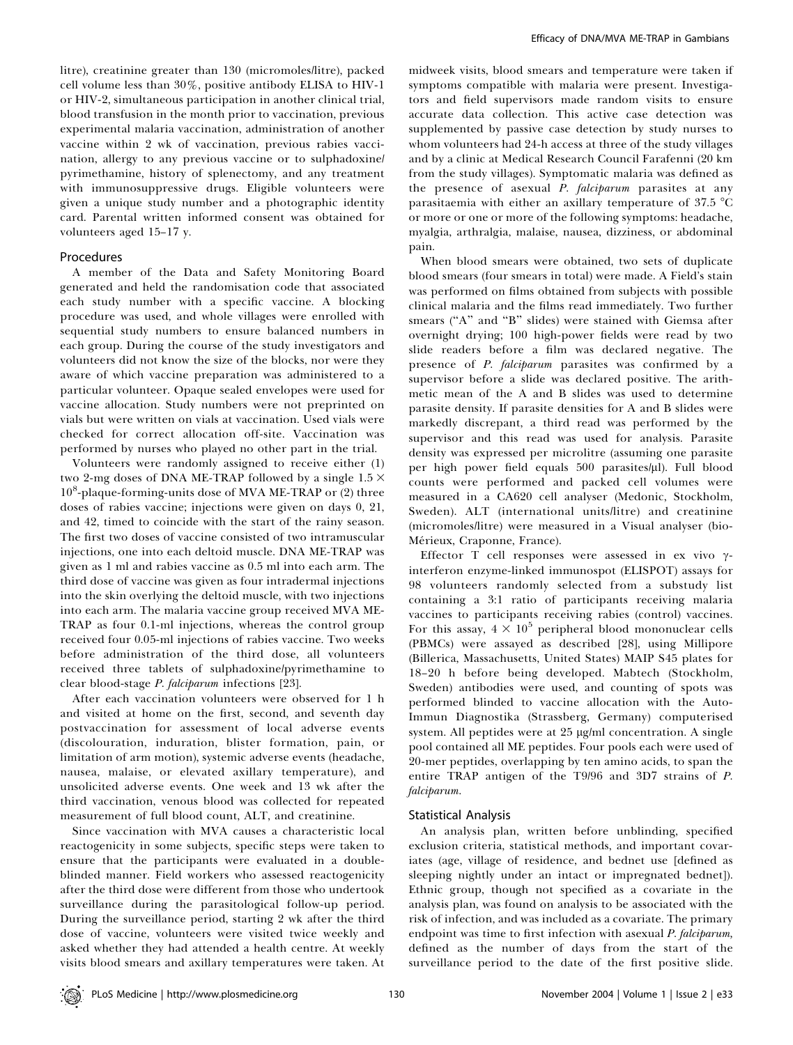litre), creatinine greater than 130 (micromoles/litre), packed cell volume less than 30%, positive antibody ELISA to HIV-1 or HIV-2, simultaneous participation in another clinical trial, blood transfusion in the month prior to vaccination, previous experimental malaria vaccination, administration of another vaccine within 2 wk of vaccination, previous rabies vaccination, allergy to any previous vaccine or to sulphadoxine/pyrimethamine, history of splenectomy, and any treatment with immunosuppressive drugs. Eligible volunteers were given a unique study number and a photographic identity card. Parental written informed consent was obtained for volunteers aged 15–17 y.

### Procedures

A member of the Data and Safety Monitoring Board generated and held the randomisation code that associated each study number with a specific vaccine. A blocking procedure was used, and whole villages were enrolled with sequential study numbers to ensure balanced numbers in each group. During the course of the study investigators and volunteers did not know the size of the blocks, nor were they aware of which vaccine preparation was administered to a particular volunteer. Opaque sealed envelopes were used for vaccine allocation. Study numbers were not preprinted on vials but were written on vials at vaccination. Used vials were checked for correct allocation off-site. Vaccination was performed by nurses who played no other part in the trial.

Volunteers were randomly assigned to receive either (1) two 2-mg doses of DNA ME-TRAP followed by a single $1.5 \times 10^8$-plaque-forming-units dose of MVA ME-TRAP or (2) three doses of rabies vaccine; injections were given on days 0, 21, and 42, timed to coincide with the start of the rainy season. The first two doses of vaccine consisted of two intramuscular injections, one into each deltoid muscle. DNA ME-TRAP was given as 1 ml and rabies vaccine as 0.5 ml into each arm. The third dose of vaccine was given as four intradermal injections into the skin overlying the deltoid muscle, with two injections into each arm. The malaria vaccine group received MVA ME-TRAP as four 0.1-ml injections, whereas the control group received four 0.05-ml injections of rabies vaccine. Two weeks before administration of the third dose, all volunteers received three tablets of sulphadoxine/pyrimethamine to clear blood-stage *P. falciparum* infections [23].

After each vaccination volunteers were observed for 1 h and visited at home on the first, second, and seventh day postvaccination for assessment of local adverse events (discolouration, induration, blister formation, pain, or limitation of arm motion), systemic adverse events (headache, nausea, malaise, or elevated axillary temperature), and unsolicited adverse events. One week and 13 wk after the third vaccination, venous blood was collected for repeated measurement of full blood count, ALT, and creatinine.

Since vaccination with MVA causes a characteristic local reactogenicity in some subjects, specific steps were taken to ensure that the participants were evaluated in a double-blinded manner. Field workers who assessed reactogenicity after the third dose were different from those who undertook surveillance during the parasitological follow-up period. During the surveillance period, starting 2 wk after the third dose of vaccine, volunteers were visited twice weekly and asked whether they had attended a health centre. At weekly visits blood smears and axillary temperatures were taken. At midweek visits, blood smears and temperature were taken if symptoms compatible with malaria were present. Investigators and field supervisors made random visits to ensure accurate data collection. This active case detection was supplemented by passive case detection by study nurses to whom volunteers had 24-h access at three of the study villages and by a clinic at Medical Research Council Farafenni (20 km from the study villages). Symptomatic malaria was defined as the presence of asexual *P. falciparum* parasites at any parasitaemia with either an axillary temperature of 37.5 °C or more or one or more of the following symptoms: headache, myalgia, arthralgia, malaise, nausea, dizziness, or abdominal pain.

When blood smears were obtained, two sets of duplicate blood smears (four smears in total) were made. A Field's stain was performed on films obtained from subjects with possible clinical malaria and the films read immediately. Two further smears ("A" and "B" slides) were stained with Giemsa after overnight drying; 100 high-power fields were read by two slide readers before a film was declared negative. The presence of *P. falciparum* parasites was confirmed by a supervisor before a slide was declared positive. The arithmetic mean of the A and B slides was used to determine parasite density. If parasite densities for A and B slides were markedly discrepant, a third read was performed by the supervisor and this read was used for analysis. Parasite density was expressed per microlitre (assuming one parasite per high power field equals 500 parasites/μl). Full blood counts were performed and packed cell volumes were measured in a CA620 cell analyser (Medonic, Stockholm, Sweden). ALT (international units/litre) and creatinine (micromoles/litre) were measured in a Visual analyser (bioMérieux, Craponne, France).

Effector T cell responses were assessed in ex vivo γ-interferon enzyme-linked immunospot (ELISPOT) assays for 98 volunteers randomly selected from a substudy list containing a 3:1 ratio of participants receiving malaria vaccines to participants receiving rabies (control) vaccines. For this assay, $4 \times 10^5$ peripheral blood mononuclear cells (PBMCs) were assayed as described [28], using Millipore (Billerica, Massachusetts, United States) MAIP S45 plates for 18–20 h before being developed. Mabtech (Stockholm, Sweden) antibodies were used, and counting of spots was performed blinded to vaccine allocation with the AutoImmun Diagnostika (Strassberg, Germany) computerised system. All peptides were at 25 μg/ml concentration. A single pool contained all ME peptides. Four pools each were used of 20-mer peptides, overlapping by ten amino acids, to span the entire TRAP antigen of the T9/96 and 3D7 strains of *P. falciparum*.

### Statistical Analysis

An analysis plan, written before unblinding, specified exclusion criteria, statistical methods, and important covariates (age, village of residence, and bednet use [defined as sleeping nightly under an intact or impregnated bednet]). Ethnic group, though not specified as a covariate in the analysis plan, was found on analysis to be associated with the risk of infection, and was included as a covariate. The primary endpoint was time to first infection with asexual *P. falciparum*, defined as the number of days from the start of the surveillance period to the date of the first positive slide.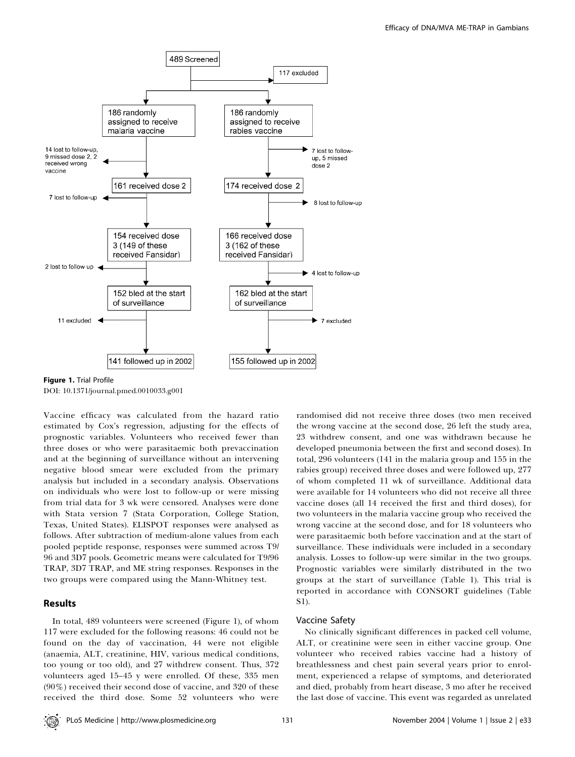489 Screened

117 excluded

| Malaria vaccine group | Rabies vaccine group |
| --- | --- |
| 186 randomly assigned to receive malaria vaccine | 186 randomly assigned to receive rabies vaccine |
| 14 lost to follow-up, 9 missed dose 2, 2 received wrong vaccine | 7 lost to follow-up, 5 missed dose 2 |
| 161 received dose 2 | 174 received dose 2 |
| 7 lost to follow-up | 8 lost to follow-up |
| 154 received dose 3 (149 of these received Fansidar) | 166 received dose 3 (162 of these received Fansidar) |
| 2 lost to follow up | 4 lost to follow-up |
| 152 bled at the start of surveillance | 162 bled at the start of surveillance |
| 11 excluded | 7 excluded |
| 141 followed up in 2002 | 155 followed up in 2002 |

**Figure 1.** Trial Profile
DOI: 10.1371/journal.pmed.0010033.g001

Vaccine efficacy was calculated from the hazard ratio estimated by Cox's regression, adjusting for the effects of prognostic variables. Volunteers who received fewer than three doses or who were parasitaemic both prevaccination and at the beginning of surveillance without an intervening negative blood smear were excluded from the primary analysis but included in a secondary analysis. Observations on individuals who were lost to follow-up or were missing from trial data for 3 wk were censored. Analyses were done with Stata version 7 (Stata Corporation, College Station, Texas, United States). ELISPOT responses were analysed as follows. After subtraction of medium-alone values from each pooled peptide response, responses were summed across T9/96 and 3D7 pools. Geometric means were calculated for T9/96 TRAP, 3D7 TRAP, and ME string responses. Responses in the two groups were compared using the Mann-Whitney test.

## Results

In total, 489 volunteers were screened (Figure 1), of whom 117 were excluded for the following reasons: 46 could not be found on the day of vaccination, 44 were not eligible (anaemia, ALT, creatinine, HIV, various medical conditions, too young or too old), and 27 withdrew consent. Thus, 372 volunteers aged 15–45 y were enrolled. Of these, 335 men (90%) received their second dose of vaccine, and 320 of these received the third dose. Some 52 volunteers who were randomised did not receive three doses (two men received the wrong vaccine at the second dose, 26 left the study area, 23 withdrew consent, and one was withdrawn because he developed pneumonia between the first and second doses). In total, 296 volunteers (141 in the malaria group and 155 in the rabies group) received three doses and were followed up, 277 of whom completed 11 wk of surveillance. Additional data were available for 14 volunteers who did not receive all three vaccine doses (all 14 received the first and third doses), for two volunteers in the malaria vaccine group who received the wrong vaccine at the second dose, and for 18 volunteers who were parasitaemic both before vaccination and at the start of surveillance. These individuals were included in a secondary analysis. Losses to follow-up were similar in the two groups. Prognostic variables were similarly distributed in the two groups at the start of surveillance (Table 1). This trial is reported in accordance with CONSORT guidelines (Table S1).

### Vaccine Safety

No clinically significant differences in packed cell volume, ALT, or creatinine were seen in either vaccine group. One volunteer who received rabies vaccine had a history of breathlessness and chest pain several years prior to enrolment, experienced a relapse of symptoms, and deteriorated and died, probably from heart disease, 3 mo after he received the last dose of vaccine. This event was regarded as unrelated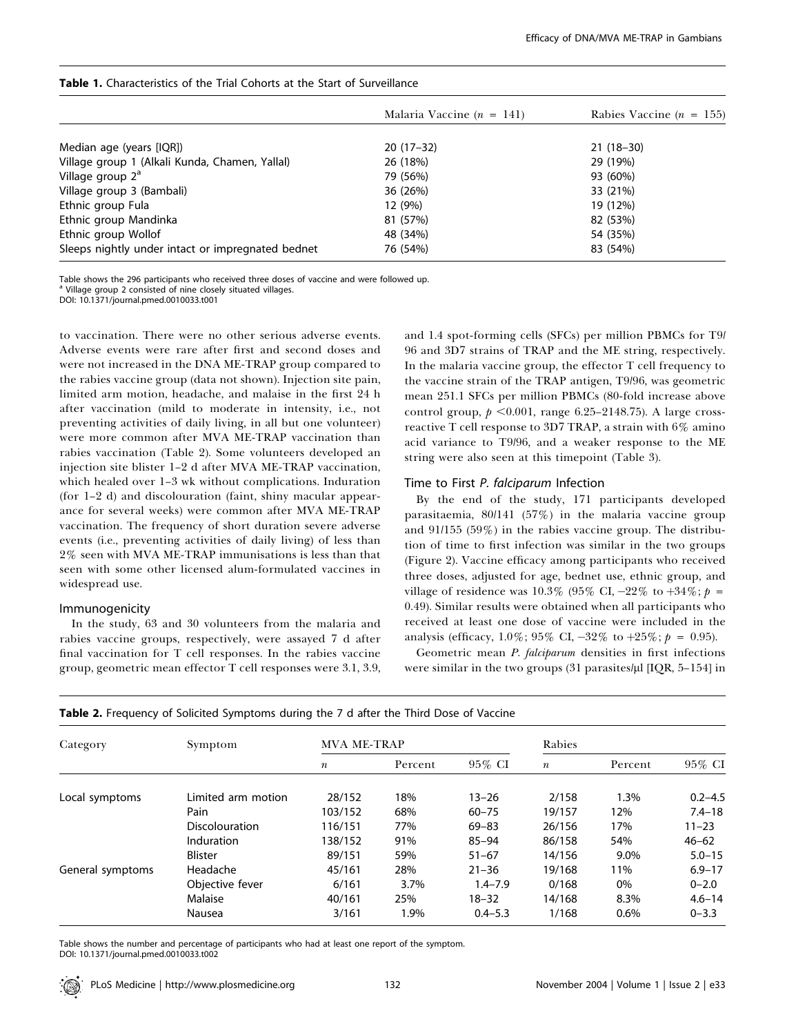**Table 1.** Characteristics of the Trial Cohorts at the Start of Surveillance

| | Malaria Vaccine ($n$ = 141) | Rabies Vaccine ($n$ = 155) |
|---|---|---|
| Median age (years [IQR]) | 20 (17–32) | 21 (18–30) |
| Village group 1 (Alkali Kunda, Chamen, Yallal) | 26 (18%) | 29 (19%) |
| Village group 2[a] | 79 (56%) | 93 (60%) |
| Village group 3 (Bambali) | 36 (26%) | 33 (21%) |
| Ethnic group Fula | 12 (9%) | 19 (12%) |
| Ethnic group Mandinka | 81 (57%) | 82 (53%) |
| Ethnic group Wollof | 48 (34%) | 54 (35%) |
| Sleeps nightly under intact or impregnated bednet | 76 (54%) | 83 (54%) |

Table shows the 296 participants who received three doses of vaccine and were followed up.
[a] Village group 2 consisted of nine closely situated villages.
DOI: 10.1371/journal.pmed.0010033.t001

to vaccination. There were no other serious adverse events. Adverse events were rare after first and second doses and were not increased in the DNA ME-TRAP group compared to the rabies vaccine group (data not shown). Injection site pain, limited arm motion, headache, and malaise in the first 24 h after vaccination (mild to moderate in intensity, i.e., not preventing activities of daily living, in all but one volunteer) were more common after MVA ME-TRAP vaccination than rabies vaccination (Table 2). Some volunteers developed an injection site blister 1–2 d after MVA ME-TRAP vaccination, which healed over 1–3 wk without complications. Induration (for 1–2 d) and discolouration (faint, shiny macular appearance for several weeks) were common after MVA ME-TRAP vaccination. The frequency of short duration severe adverse events (i.e., preventing activities of daily living) of less than 2% seen with MVA ME-TRAP immunisations is less than that seen with some other licensed alum-formulated vaccines in widespread use.

### Immunogenicity

In the study, 63 and 30 volunteers from the malaria and rabies vaccine groups, respectively, were assayed 7 d after final vaccination for T cell responses. In the rabies vaccine group, geometric mean effector T cell responses were 3.1, 3.9, and 1.4 spot-forming cells (SFCs) per million PBMCs for T9/96 and 3D7 strains of TRAP and the ME string, respectively. In the malaria vaccine group, the effector T cell frequency to the vaccine strain of the TRAP antigen, T9/96, was geometric mean 251.1 SFCs per million PBMCs (80-fold increase above control group, $p < 0.001$, range 6.25–2148.75). A large cross-reactive T cell response to 3D7 TRAP, a strain with 6% amino acid variance to T9/96, and a weaker response to the ME string were also seen at this timepoint (Table 3).

### Time to First *P. falciparum* Infection

By the end of the study, 171 participants developed parasitaemia, 80/141 (57%) in the malaria vaccine group and 91/155 (59%) in the rabies vaccine group. The distribution of time to first infection was similar in the two groups (Figure 2). Vaccine efficacy among participants who received three doses, adjusted for age, bednet use, ethnic group, and village of residence was 10.3% (95% CI, −22% to +34%; $p$ = 0.49). Similar results were obtained when all participants who received at least one dose of vaccine were included in the analysis (efficacy, 1.0%; 95% CI, −32% to +25%; $p$ = 0.95).

Geometric mean *P. falciparum* densities in first infections were similar in the two groups (31 parasites/μl [IQR, 5–154] in

**Table 2.** Frequency of Solicited Symptoms during the 7 d after the Third Dose of Vaccine

| Category | Symptom | MVA ME-TRAP | | | Rabies | | |
|---|---|---|---|---|---|---|---|
| | | $n$ | Percent | 95% CI | $n$ | Percent | 95% CI |
| Local symptoms | Limited arm motion | 28/152 | 18% | 13–26 | 2/158 | 1.3% | 0.2–4.5 |
| | Pain | 103/152 | 68% | 60–75 | 19/157 | 12% | 7.4–18 |
| | Discolouration | 116/151 | 77% | 69–83 | 26/156 | 17% | 11–23 |
| | Induration | 138/152 | 91% | 85–94 | 86/158 | 54% | 46–62 |
| | Blister | 89/151 | 59% | 51–67 | 14/156 | 9.0% | 5.0–15 |
| General symptoms | Headache | 45/161 | 28% | 21–36 | 19/168 | 11% | 6.9–17 |
| | Objective fever | 6/161 | 3.7% | 1.4–7.9 | 0/168 | 0% | 0–2.0 |
| | Malaise | 40/161 | 25% | 18–32 | 14/168 | 8.3% | 4.6–14 |
| | Nausea | 3/161 | 1.9% | 0.4–5.3 | 1/168 | 0.6% | 0–3.3 |

Table shows the number and percentage of participants who had at least one report of the symptom.
DOI: 10.1371/journal.pmed.0010033.t002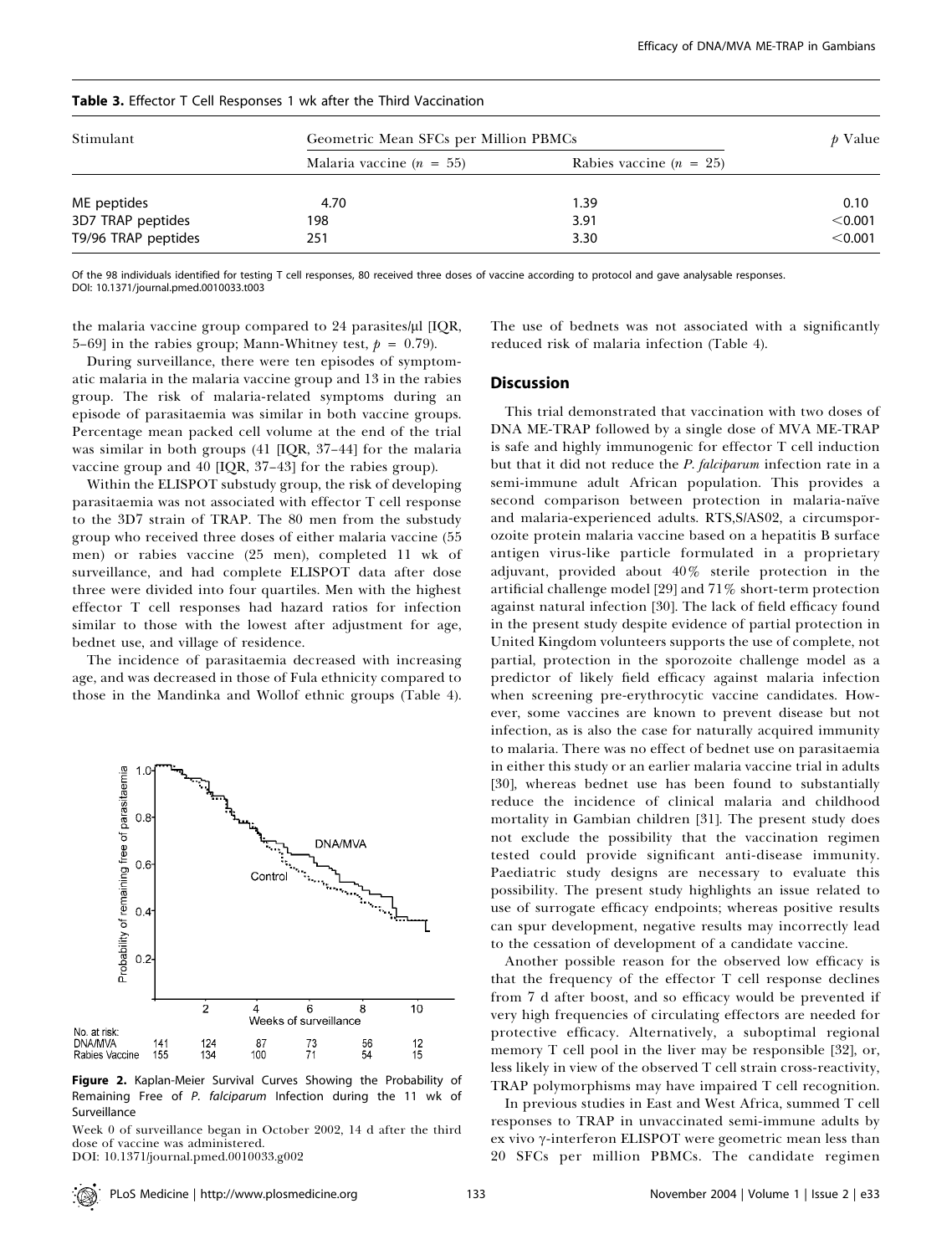**Table 3.** Effector T Cell Responses 1 wk after the Third Vaccination

| Stimulant | Geometric Mean SFCs per Million PBMCs | | $p$ Value |
|---|---|---|---|
| | Malaria vaccine ($n$ = 55) | Rabies vaccine ($n$ = 25) | |
| ME peptides | 4.70 | 1.39 | 0.10 |
| 3D7 TRAP peptides | 198 | 3.91 | <0.001 |
| T9/96 TRAP peptides | 251 | 3.30 | <0.001 |

Of the 98 individuals identified for testing T cell responses, 80 received three doses of vaccine according to protocol and gave analysable responses.
DOI: 10.1371/journal.pmed.0010033.t003

the malaria vaccine group compared to 24 parasites/μl [IQR, 5–69] in the rabies group; Mann-Whitney test, $p$ = 0.79).

During surveillance, there were ten episodes of symptomatic malaria in the malaria vaccine group and 13 in the rabies group. The risk of malaria-related symptoms during an episode of parasitaemia was similar in both vaccine groups. Percentage mean packed cell volume at the end of the trial was similar in both groups (41 [IQR, 37–44] for the malaria vaccine group and 40 [IQR, 37–43] for the rabies group).

Within the ELISPOT substudy group, the risk of developing parasitaemia was not associated with effector T cell response to the 3D7 strain of TRAP. The 80 men from the substudy group who received three doses of either malaria vaccine (55 men) or rabies vaccine (25 men), completed 11 wk of surveillance, and had complete ELISPOT data after dose three were divided into four quartiles. Men with the highest effector T cell responses had hazard ratios for infection similar to those with the lowest after adjustment for age, bednet use, and village of residence.

The incidence of parasitaemia decreased with increasing age, and was decreased in those of Fula ethnicity compared to those in the Mandinka and Wollof ethnic groups (Table 4).

**Figure 2.** Kaplan-Meier Survival Curves Showing the Probability of Remaining Free of *P. falciparum* Infection during the 11 wk of Surveillance

Week 0 of surveillance began in October 2002, 14 d after the third dose of vaccine was administered.
DOI: 10.1371/journal.pmed.0010033.g002

The use of bednets was not associated with a significantly reduced risk of malaria infection (Table 4).

## Discussion

This trial demonstrated that vaccination with two doses of DNA ME-TRAP followed by a single dose of MVA ME-TRAP is safe and highly immunogenic for effector T cell induction but that it did not reduce the *P. falciparum* infection rate in a semi-immune adult African population. This provides a second comparison between protection in malaria-naïve and malaria-experienced adults. RTS,S/AS02, a circumsporozoite protein malaria vaccine based on a hepatitis B surface antigen virus-like particle formulated in a proprietary adjuvant, provided about 40% sterile protection in the artificial challenge model [29] and 71% short-term protection against natural infection [30]. The lack of field efficacy found in the present study despite evidence of partial protection in United Kingdom volunteers supports the use of complete, not partial, protection in the sporozoite challenge model as a predictor of likely field efficacy against malaria infection when screening pre-erythrocytic vaccine candidates. However, some vaccines are known to prevent disease but not infection, as is also the case for naturally acquired immunity to malaria. There was no effect of bednet use on parasitaemia in either this study or an earlier malaria vaccine trial in adults [30], whereas bednet use has been found to substantially reduce the incidence of clinical malaria and childhood mortality in Gambian children [31]. The present study does not exclude the possibility that the vaccination regimen tested could provide significant anti-disease immunity. Paediatric study designs are necessary to evaluate this possibility. The present study highlights an issue related to use of surrogate efficacy endpoints; whereas positive results can spur development, negative results may incorrectly lead to the cessation of development of a candidate vaccine.

Another possible reason for the observed low efficacy is that the frequency of the effector T cell response declines from 7 d after boost, and so efficacy would be prevented if very high frequencies of circulating effectors are needed for protective efficacy. Alternatively, a suboptimal regional memory T cell pool in the liver may be responsible [32], or, less likely in view of the observed T cell strain cross-reactivity, TRAP polymorphisms may have impaired T cell recognition.

In previous studies in East and West Africa, summed T cell responses to TRAP in unvaccinated semi-immune adults by ex vivo γ-interferon ELISPOT were geometric mean less than 20 SFCs per million PBMCs. The candidate regimen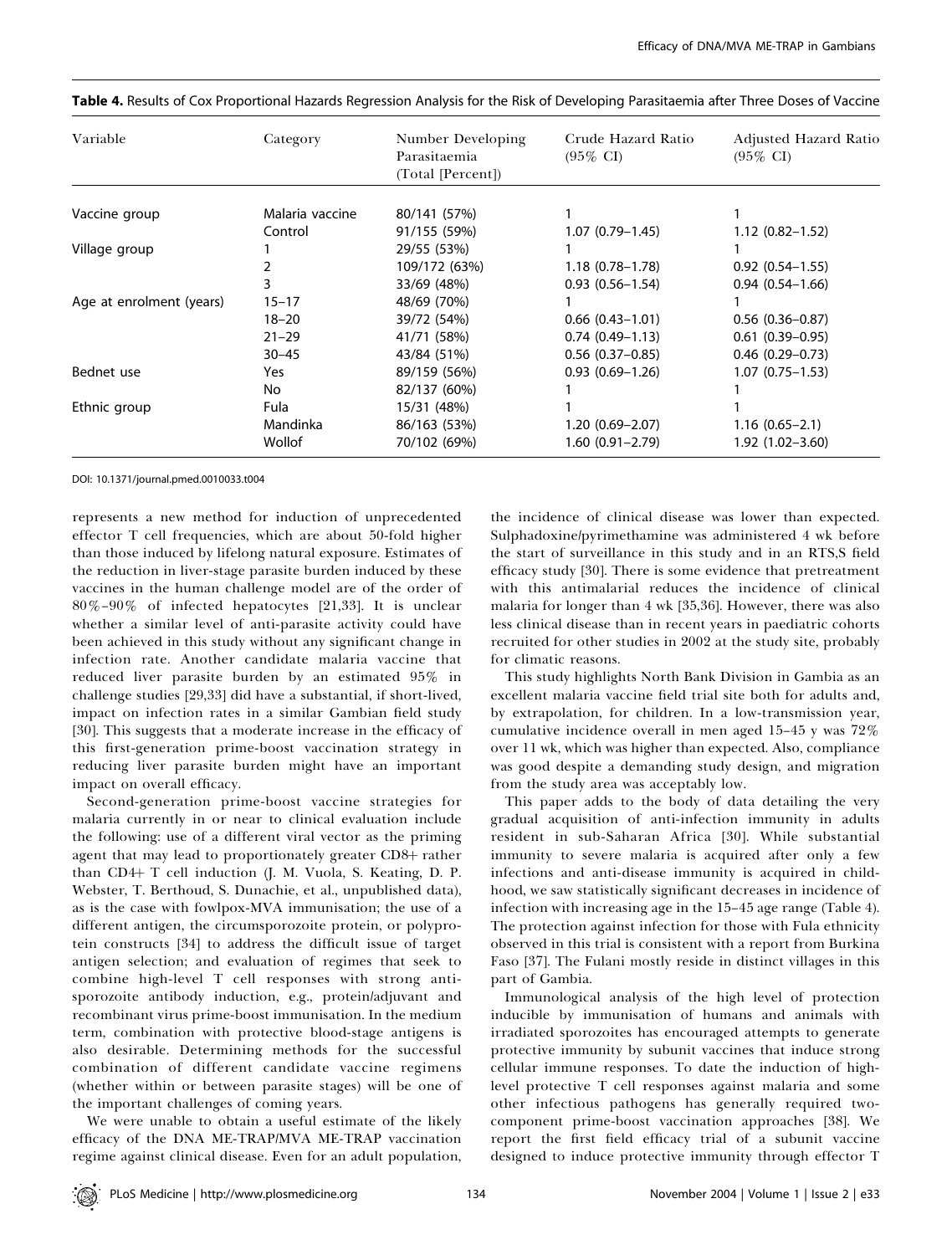**Table 4.** Results of Cox Proportional Hazards Regression Analysis for the Risk of Developing Parasitaemia after Three Doses of Vaccine

| Variable | Category | Number Developing Parasitaemia (Total [Percent]) | Crude Hazard Ratio (95% CI) | Adjusted Hazard Ratio (95% CI) |
|---|---|---|---|---|
| Vaccine group | Malaria vaccine | 80/141 (57%) | 1 | 1 |
| | Control | 91/155 (59%) | 1.07 (0.79–1.45) | 1.12 (0.82–1.52) |
| Village group | 1 | 29/55 (53%) | 1 | 1 |
| | 2 | 109/172 (63%) | 1.18 (0.78–1.78) | 0.92 (0.54–1.55) |
| | 3 | 33/69 (48%) | 0.93 (0.56–1.54) | 0.94 (0.54–1.66) |
| Age at enrolment (years) | 15–17 | 48/69 (70%) | 1 | 1 |
| | 18–20 | 39/72 (54%) | 0.66 (0.43–1.01) | 0.56 (0.36–0.87) |
| | 21–29 | 41/71 (58%) | 0.74 (0.49–1.13) | 0.61 (0.39–0.95) |
| | 30–45 | 43/84 (51%) | 0.56 (0.37–0.85) | 0.46 (0.29–0.73) |
| Bednet use | Yes | 89/159 (56%) | 0.93 (0.69–1.26) | 1.07 (0.75–1.53) |
| | No | 82/137 (60%) | 1 | 1 |
| Ethnic group | Fula | 15/31 (48%) | 1 | 1 |
| | Mandinka | 86/163 (53%) | 1.20 (0.69–2.07) | 1.16 (0.65–2.1) |
| | Wollof | 70/102 (69%) | 1.60 (0.91–2.79) | 1.92 (1.02–3.60) |

DOI: 10.1371/journal.pmed.0010033.t004

represents a new method for induction of unprecedented effector T cell frequencies, which are about 50-fold higher than those induced by lifelong natural exposure. Estimates of the reduction in liver-stage parasite burden induced by these vaccines in the human challenge model are of the order of 80%–90% of infected hepatocytes [21,33]. It is unclear whether a similar level of anti-parasite activity could have been achieved in this study without any significant change in infection rate. Another candidate malaria vaccine that reduced liver parasite burden by an estimated 95% in challenge studies [29,33] did have a substantial, if short-lived, impact on infection rates in a similar Gambian field study [30]. This suggests that a moderate increase in the efficacy of this first-generation prime-boost vaccination strategy in reducing liver parasite burden might have an important impact on overall efficacy.

Second-generation prime-boost vaccine strategies for malaria currently in or near to clinical evaluation include the following: use of a different viral vector as the priming agent that may lead to proportionately greater CD8+ rather than CD4+ T cell induction (J. M. Vuola, S. Keating, D. P. Webster, T. Berthoud, S. Dunachie, et al., unpublished data), as is the case with fowlpox-MVA immunisation; the use of a different antigen, the circumsporozoite protein, or polyprotein constructs [34] to address the difficult issue of target antigen selection; and evaluation of regimes that seek to combine high-level T cell responses with strong anti-sporozoite antibody induction, e.g., protein/adjuvant and recombinant virus prime-boost immunisation. In the medium term, combination with protective blood-stage antigens is also desirable. Determining methods for the successful combination of different candidate vaccine regimens (whether within or between parasite stages) will be one of the important challenges of coming years.

We were unable to obtain a useful estimate of the likely efficacy of the DNA ME-TRAP/MVA ME-TRAP vaccination regime against clinical disease. Even for an adult population, the incidence of clinical disease was lower than expected. Sulphadoxine/pyrimethamine was administered 4 wk before the start of surveillance in this study and in an RTS,S field efficacy study [30]. There is some evidence that pretreatment with this antimalarial reduces the incidence of clinical malaria for longer than 4 wk [35,36]. However, there was also less clinical disease than in recent years in paediatric cohorts recruited for other studies in 2002 at the study site, probably for climatic reasons.

This study highlights North Bank Division in Gambia as an excellent malaria vaccine field trial site both for adults and, by extrapolation, for children. In a low-transmission year, cumulative incidence overall in men aged 15–45 y was 72% over 11 wk, which was higher than expected. Also, compliance was good despite a demanding study design, and migration from the study area was acceptably low.

This paper adds to the body of data detailing the very gradual acquisition of anti-infection immunity in adults resident in sub-Saharan Africa [30]. While substantial immunity to severe malaria is acquired after only a few infections and anti-disease immunity is acquired in childhood, we saw statistically significant decreases in incidence of infection with increasing age in the 15–45 age range (Table 4). The protection against infection for those with Fula ethnicity observed in this trial is consistent with a report from Burkina Faso [37]. The Fulani mostly reside in distinct villages in this part of Gambia.

Immunological analysis of the high level of protection inducible by immunisation of humans and animals with irradiated sporozoites has encouraged attempts to generate protective immunity by subunit vaccines that induce strong cellular immune responses. To date the induction of high-level protective T cell responses against malaria and some other infectious pathogens has generally required two-component prime-boost vaccination approaches [38]. We report the first field efficacy trial of a subunit vaccine designed to induce protective immunity through effector T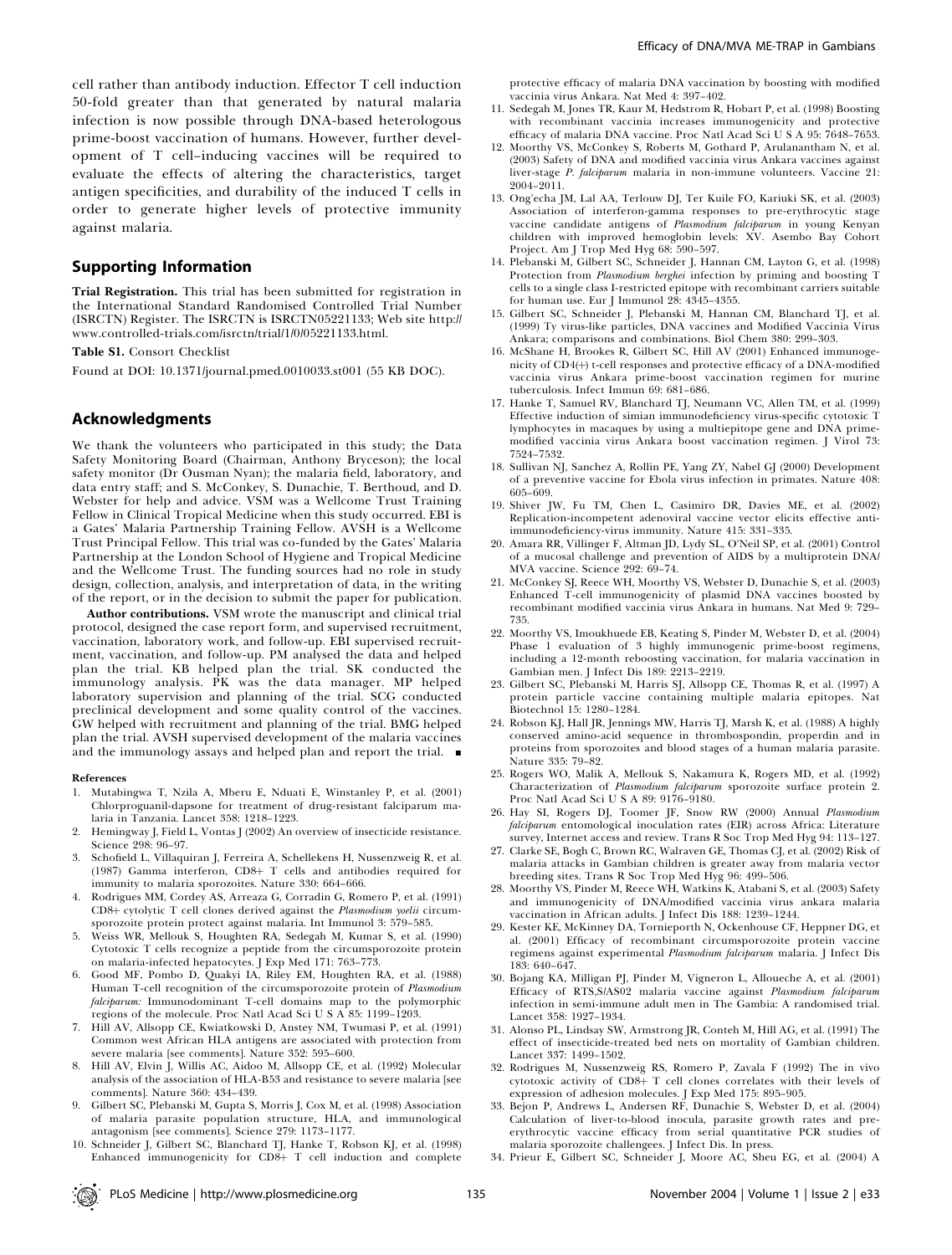cell rather than antibody induction. Effector T cell induction 50-fold greater than that generated by natural malaria infection is now possible through DNA-based heterologous prime-boost vaccination of humans. However, further development of T cell–inducing vaccines will be required to evaluate the effects of altering the characteristics, target antigen specificities, and durability of the induced T cells in order to generate higher levels of protective immunity against malaria.

## Supporting Information

**Trial Registration.** This trial has been submitted for registration in the International Standard Randomised Controlled Trial Number (ISRCTN) Register. The ISRCTN is ISRCTN05221133; Web site http://www.controlled-trials.com/isrctn/trial/1/0/05221133.html.

**Table S1.** Consort Checklist

Found at DOI: 10.1371/journal.pmed.0010033.st001 (55 KB DOC).

## Acknowledgments

We thank the volunteers who participated in this study; the Data Safety Monitoring Board (Chairman, Anthony Bryceson); the local safety monitor (Dr Ousman Nyan); the malaria field, laboratory, and data entry staff; and S. McConkey, S. Dunachie, T. Berthoud, and D. Webster for help and advice. VSM was a Wellcome Trust Training Fellow in Clinical Tropical Medicine when this study occurred. EBI is a Gates' Malaria Partnership Training Fellow. AVSH is a Wellcome Trust Principal Fellow. This trial was co-funded by the Gates' Malaria Partnership at the London School of Hygiene and Tropical Medicine and the Wellcome Trust. The funding sources had no role in study design, collection, analysis, and interpretation of data, in the writing of the report, or in the decision to submit the paper for publication.

**Author contributions.** VSM wrote the manuscript and clinical trial protocol, designed the case report form, and supervised recruitment, vaccination, laboratory work, and follow-up. EBI supervised recruitment, vaccination, and follow-up. PM analysed the data and helped plan the trial. KB helped plan the trial. SK conducted the immunology analysis. PK was the data manager. MP helped laboratory supervision and planning of the trial. SCG conducted preclinical development and some quality control of the vaccines. GW helped with recruitment and planning of the trial. BMG helped plan the trial. AVSH supervised development of the malaria vaccines and the immunology assays and helped plan and report the trial. ■

### References

1. Mutabingwa T, Nzila A, Mberu E, Nduati E, Winstanley P, et al. (2001) Chlorproguanil-dapsone for treatment of drug-resistant falciparum malaria in Tanzania. Lancet 358: 1218–1223.
2. Hemingway J, Field L, Vontas J (2002) An overview of insecticide resistance. Science 298: 96–97.
3. Schofield L, Villaquiran J, Ferreira A, Schellekens H, Nussenzweig R, et al. (1987) Gamma interferon, CD8+ T cells and antibodies required for immunity to malaria sporozoites. Nature 330: 664–666.
4. Rodrigues MM, Cordey AS, Arreaza G, Corradin G, Romero P, et al. (1991) CD8+ cytolytic T cell clones derived against the *Plasmodium yoelii* circumsporozoite protein protect against malaria. Int Immunol 3: 579–585.
5. Weiss WR, Mellouk S, Houghten RA, Sedegah M, Kumar S, et al. (1990) Cytotoxic T cells recognize a peptide from the circumsporozoite protein on malaria-infected hepatocytes. J Exp Med 171: 763–773.
6. Good MF, Pombo D, Quakyi IA, Riley EM, Houghten RA, et al. (1988) Human T-cell recognition of the circumsporozoite protein of *Plasmodium falciparum*: Immunodominant T-cell domains map to the polymorphic regions of the molecule. Proc Natl Acad Sci U S A 85: 1199–1203.
7. Hill AV, Allsopp CE, Kwiatkowski D, Anstey NM, Twumasi P, et al. (1991) Common west African HLA antigens are associated with protection from severe malaria [see comments]. Nature 352: 595–600.
8. Hill AV, Elvin J, Willis AC, Aidoo M, Allsopp CE, et al. (1992) Molecular analysis of the association of HLA-B53 and resistance to severe malaria [see comments]. Nature 360: 434–439.
9. Gilbert SC, Plebanski M, Gupta S, Morris J, Cox M, et al. (1998) Association of malaria parasite population structure, HLA, and immunological antagonism [see comments]. Science 279: 1173–1177.
10. Schneider J, Gilbert SC, Blanchard TJ, Hanke T, Robson KJ, et al. (1998) Enhanced immunogenicity for CD8+ T cell induction and complete protective efficacy of malaria DNA vaccination by boosting with modified vaccinia virus Ankara. Nat Med 4: 397–402.
11. Sedegah M, Jones TR, Kaur M, Hedstrom R, Hobart P, et al. (1998) Boosting with recombinant vaccinia increases immunogenicity and protective efficacy of malaria DNA vaccine. Proc Natl Acad Sci U S A 95: 7648–7653.
12. Moorthy VS, McConkey S, Roberts M, Gothard P, Arulanantham N, et al. (2003) Safety of DNA and modified vaccinia virus Ankara vaccines against liver-stage *P. falciparum* malaria in non-immune volunteers. Vaccine 21: 2004–2011.
13. Ong'echa JM, Lal AA, Terlouw DJ, Ter Kuile FO, Kariuki SK, et al. (2003) Association of interferon-gamma responses to pre-erythrocytic stage vaccine candidate antigens of *Plasmodium falciparum* in young Kenyan children with improved hemoglobin levels: XV. Asembo Bay Cohort Project. Am J Trop Med Hyg 68: 590–597.
14. Plebanski M, Gilbert SC, Schneider J, Hannan CM, Layton G, et al. (1998) Protection from *Plasmodium berghei* infection by priming and boosting T cells to a single class I-restricted epitope with recombinant carriers suitable for human use. Eur J Immunol 28: 4345–4355.
15. Gilbert SC, Schneider J, Plebanski M, Hannan CM, Blanchard TJ, et al. (1999) Ty virus-like particles, DNA vaccines and Modified Vaccinia Virus Ankara; comparisons and combinations. Biol Chem 380: 299–303.
16. McShane H, Brookes R, Gilbert SC, Hill AV (2001) Enhanced immunogenicity of CD4(+) t-cell responses and protective efficacy of a DNA-modified vaccinia virus Ankara prime-boost vaccination regimen for murine tuberculosis. Infect Immun 69: 681–686.
17. Hanke T, Samuel RV, Blanchard TJ, Neumann VC, Allen TM, et al. (1999) Effective induction of simian immunodeficiency virus-specific cytotoxic T lymphocytes in macaques by using a multiepitope gene and DNA prime-modified vaccinia virus Ankara boost vaccination regimen. J Virol 73: 7524–7532.
18. Sullivan NJ, Sanchez A, Rollin PE, Yang ZY, Nabel GJ (2000) Development of a preventive vaccine for Ebola virus infection in primates. Nature 408: 605–609.
19. Shiver JW, Fu TM, Chen L, Casimiro DR, Davies ME, et al. (2002) Replication-incompetent adenoviral vaccine vector elicits effective anti-immunodeficiency-virus immunity. Nature 415: 331–335.
20. Amara RR, Villinger F, Altman JD, Lydy SL, O'Neil SP, et al. (2001) Control of a mucosal challenge and prevention of AIDS by a multiprotein DNA/MVA vaccine. Science 292: 69–74.
21. McConkey SJ, Reece WH, Moorthy VS, Webster D, Dunachie S, et al. (2003) Enhanced T-cell immunogenicity of plasmid DNA vaccines boosted by recombinant modified vaccinia virus Ankara in humans. Nat Med 9: 729–735.
22. Moorthy VS, Imoukhuede EB, Keating S, Pinder M, Webster D, et al. (2004) Phase 1 evaluation of 3 highly immunogenic prime-boost regimens, including a 12-month reboosting vaccination, for malaria vaccination in Gambian men. J Infect Dis 189: 2213–2219.
23. Gilbert SC, Plebanski M, Harris SJ, Allsopp CE, Thomas R, et al. (1997) A protein particle vaccine containing multiple malaria epitopes. Nat Biotechnol 15: 1280–1284.
24. Robson KJ, Hall JR, Jennings MW, Harris TJ, Marsh K, et al. (1988) A highly conserved amino-acid sequence in thrombospondin, properdin and in proteins from sporozoites and blood stages of a human malaria parasite. Nature 335: 79–82.
25. Rogers WO, Malik A, Mellouk S, Nakamura K, Rogers MD, et al. (1992) Characterization of *Plasmodium falciparum* sporozoite surface protein 2. Proc Natl Acad Sci U S A 89: 9176–9180.
26. Hay SI, Rogers DJ, Toomer JF, Snow RW (2000) Annual *Plasmodium falciparum* entomological inoculation rates (EIR) across Africa: Literature survey, Internet access and review. Trans R Soc Trop Med Hyg 94: 113–127.
27. Clarke SE, Bogh C, Brown RC, Walraven GE, Thomas CJ, et al. (2002) Risk of malaria attacks in Gambian children is greater away from malaria vector breeding sites. Trans R Soc Trop Med Hyg 96: 499–506.
28. Moorthy VS, Pinder M, Reece WH, Watkins K, Atabani S, et al. (2003) Safety and immunogenicity of DNA/modified vaccinia virus ankara malaria vaccination in African adults. J Infect Dis 188: 1239–1244.
29. Kester KE, McKinney DA, Tornieporth N, Ockenhouse CF, Heppner DG, et al. (2001) Efficacy of recombinant circumsporozoite protein vaccine regimens against experimental *Plasmodium falciparum* malaria. J Infect Dis 183: 640–647.
30. Bojang KA, Milligan PJ, Pinder M, Vigneron L, Alloueche A, et al. (2001) Efficacy of RTS,S/AS02 malaria vaccine against *Plasmodium falciparum* infection in semi-immune adult men in The Gambia: A randomised trial. Lancet 358: 1927–1934.
31. Alonso PL, Lindsay SW, Armstrong JR, Conteh M, Hill AG, et al. (1991) The effect of insecticide-treated bed nets on mortality of Gambian children. Lancet 337: 1499–1502.
32. Rodrigues M, Nussenzweig RS, Romero P, Zavala F (1992) The in vivo cytotoxic activity of CD8+ T cell clones correlates with their levels of expression of adhesion molecules. J Exp Med 175: 895–905.
33. Bejon P, Andrews L, Andersen RF, Dunachie S, Webster D, et al. (2004) Calculation of liver-to-blood inocula, parasite growth rates and pre-erythrocytic vaccine efficacy from serial quantitative PCR studies of malaria sporozoite challengees. J Infect Dis. In press.
34. Prieur E, Gilbert SC, Schneider J, Moore AC, Sheu EG, et al. (2004) A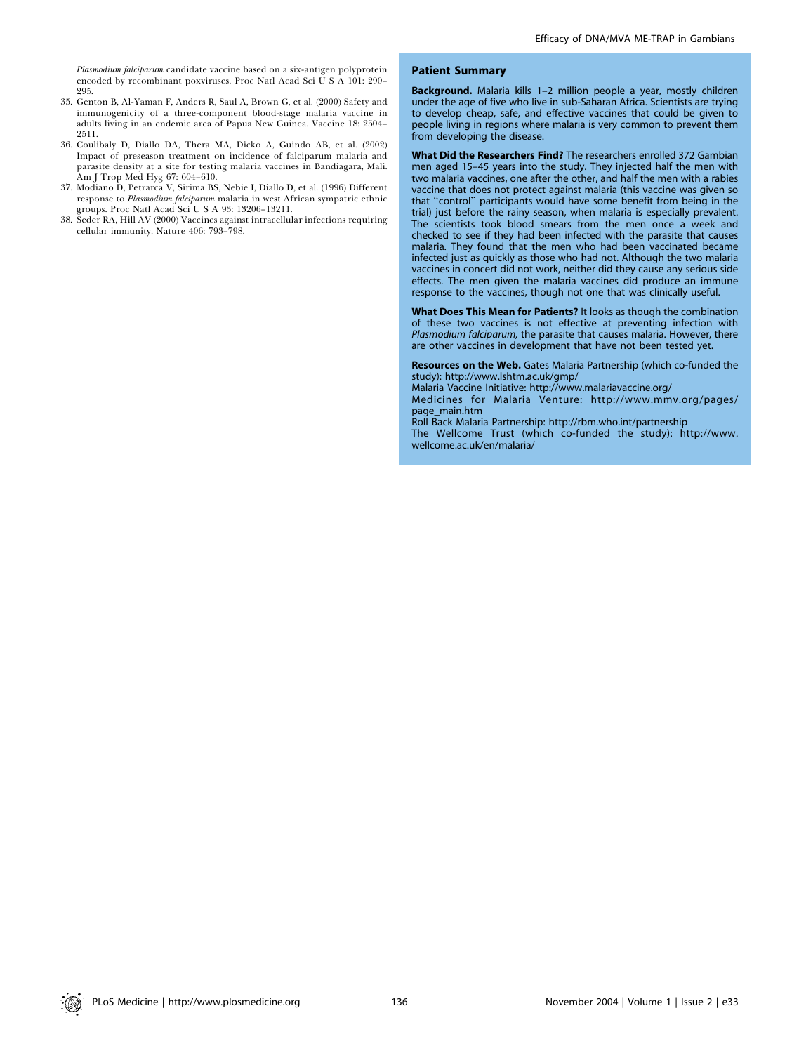*Plasmodium falciparum* candidate vaccine based on a six-antigen polyprotein encoded by recombinant poxviruses. Proc Natl Acad Sci U S A 101: 290–295.

35. Genton B, Al-Yaman F, Anders R, Saul A, Brown G, et al. (2000) Safety and immunogenicity of a three-component blood-stage malaria vaccine in adults living in an endemic area of Papua New Guinea. Vaccine 18: 2504–2511.
36. Coulibaly D, Diallo DA, Thera MA, Dicko A, Guindo AB, et al. (2002) Impact of preseason treatment on incidence of falciparum malaria and parasite density at a site for testing malaria vaccines in Bandiagara, Mali. Am J Trop Med Hyg 67: 604–610.
37. Modiano D, Petrarca V, Sirima BS, Nebie I, Diallo D, et al. (1996) Different response to *Plasmodium falciparum* malaria in west African sympatric ethnic groups. Proc Natl Acad Sci U S A 93: 13206–13211.
38. Seder RA, Hill AV (2000) Vaccines against intracellular infections requiring cellular immunity. Nature 406: 793–798.

## Patient Summary

**Background.** Malaria kills 1–2 million people a year, mostly children under the age of five who live in sub-Saharan Africa. Scientists are trying to develop cheap, safe, and effective vaccines that could be given to people living in regions where malaria is very common to prevent them from developing the disease.

**What Did the Researchers Find?** The researchers enrolled 372 Gambian men aged 15–45 years into the study. They injected half the men with two malaria vaccines, one after the other, and half the men with a rabies vaccine that does not protect against malaria (this vaccine was given so that "control" participants would have some benefit from being in the trial) just before the rainy season, when malaria is especially prevalent. The scientists took blood smears from the men once a week and checked to see if they had been infected with the parasite that causes malaria. They found that the men who had been vaccinated became infected just as quickly as those who had not. Although the two malaria vaccines in concert did not work, neither did they cause any serious side effects. The men given the malaria vaccines did produce an immune response to the vaccines, though not one that was clinically useful.

**What Does This Mean for Patients?** It looks as though the combination of these two vaccines is not effective at preventing infection with *Plasmodium falciparum,* the parasite that causes malaria. However, there are other vaccines in development that have not been tested yet.

**Resources on the Web.** Gates Malaria Partnership (which co-funded the study): http://www.lshtm.ac.uk/gmp/
Malaria Vaccine Initiative: http://www.malariavaccine.org/
Medicines for Malaria Venture: http://www.mmv.org/pages/page_main.htm
Roll Back Malaria Partnership: http://rbm.who.int/partnership
The Wellcome Trust (which co-funded the study): http://www.wellcome.ac.uk/en/malaria/